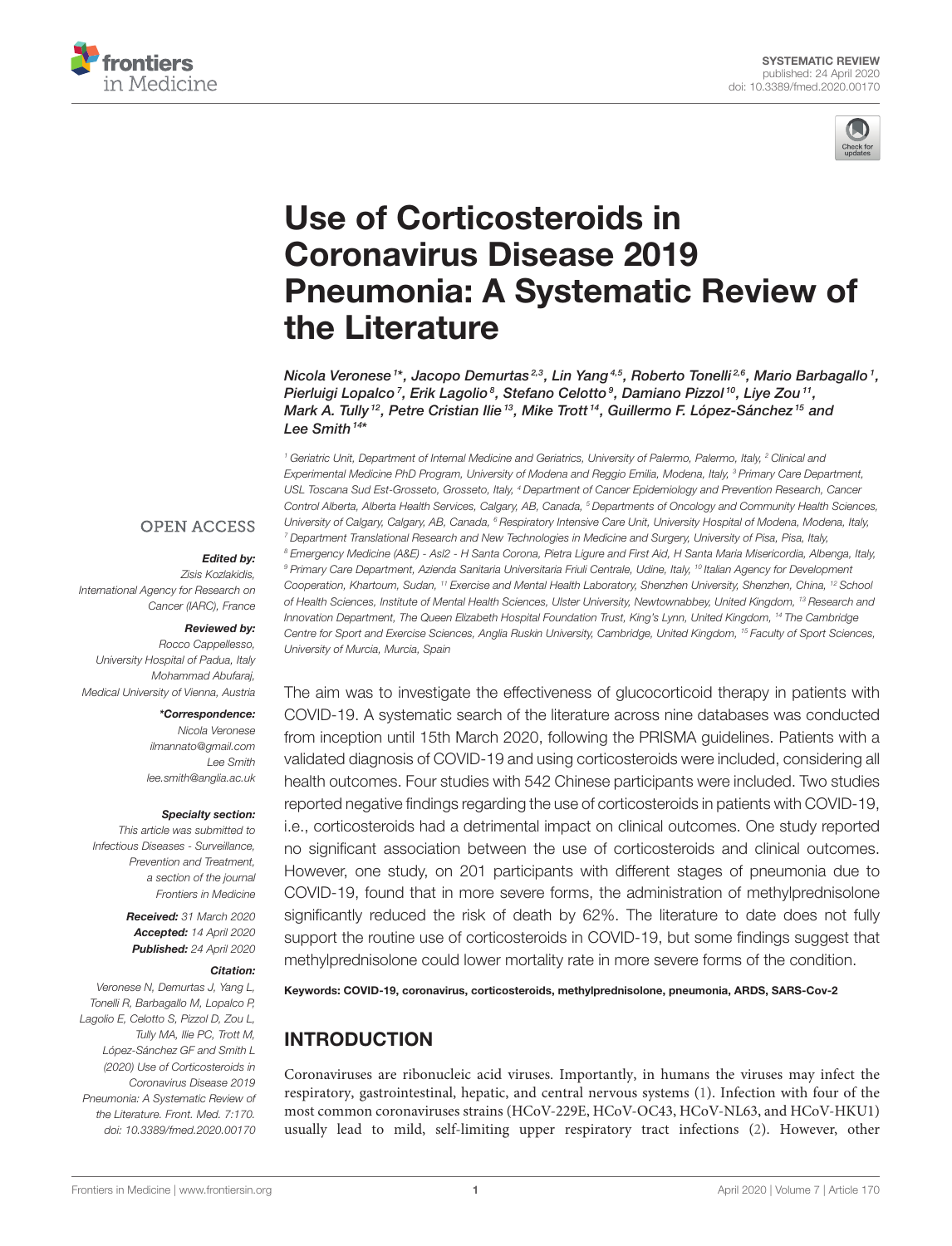SYSTEMATIC REVIEW
published: 24 April 2020
doi: 10.3389/fmed.2020.00170

# Use of Corticosteroids in Coronavirus Disease 2019 Pneumonia: A Systematic Review of the Literature

*Nicola Veronese[1]\*, Jacopo Demurtas[2,3], Lin Yang[4,5], Roberto Tonelli[2,6], Mario Barbagallo[1], Pierluigi Lopalco[7], Erik Lagolio[8], Stefano Celotto[9], Damiano Pizzol[10], Liye Zou[11], Mark A. Tully[12], Petre Cristian Ilie[13], Mike Trott[14], Guillermo F. López-Sánchez[15] and Lee Smith[14]\**

[1] Geriatric Unit, Department of Internal Medicine and Geriatrics, University of Palermo, Palermo, Italy, [2] Clinical and Experimental Medicine PhD Program, University of Modena and Reggio Emilia, Modena, Italy, [3] Primary Care Department, USL Toscana Sud Est-Grosseto, Grosseto, Italy, [4] Department of Cancer Epidemiology and Prevention Research, Cancer Control Alberta, Alberta Health Services, Calgary, AB, Canada, [5] Departments of Oncology and Community Health Sciences, University of Calgary, Calgary, AB, Canada, [6] Respiratory Intensive Care Unit, University Hospital of Modena, Modena, Italy, [7] Department Translational Research and New Technologies in Medicine and Surgery, University of Pisa, Pisa, Italy, [8] Emergency Medicine (A&E) - Asl2 - H Santa Corona, Pietra Ligure and First Aid, H Santa Maria Misericordia, Albenga, Italy, [9] Primary Care Department, Azienda Sanitaria Universitaria Friuli Centrale, Udine, Italy, [10] Italian Agency for Development Cooperation, Khartoum, Sudan, [11] Exercise and Mental Health Laboratory, Shenzhen University, Shenzhen, China, [12] School of Health Sciences, Institute of Mental Health Sciences, Ulster University, Newtownabbey, United Kingdom, [13] Research and Innovation Department, The Queen Elizabeth Hospital Foundation Trust, King's Lynn, United Kingdom, [14] The Cambridge Centre for Sport and Exercise Sciences, Anglia Ruskin University, Cambridge, United Kingdom, [15] Faculty of Sport Sciences, University of Murcia, Murcia, Spain

OPEN ACCESS

***Edited by:***
Zisis Kozlakidis,
International Agency for Research on Cancer (IARC), France

***Reviewed by:***
Rocco Cappellesso,
University Hospital of Padua, Italy
Mohammad Abufaraj,
Medical University of Vienna, Austria

***\*Correspondence:***
Nicola Veronese
ilmannato@gmail.com
Lee Smith
lee.smith@anglia.ac.uk

***Specialty section:***
This article was submitted to Infectious Diseases - Surveillance, Prevention and Treatment, a section of the journal Frontiers in Medicine

***Received:*** 31 March 2020
***Accepted:*** 14 April 2020
***Published:*** 24 April 2020

***Citation:***
Veronese N, Demurtas J, Yang L, Tonelli R, Barbagallo M, Lopalco P, Lagolio E, Celotto S, Pizzol D, Zou L, Tully MA, Ilie PC, Trott M, López-Sánchez GF and Smith L (2020) Use of Corticosteroids in Coronavirus Disease 2019 Pneumonia: A Systematic Review of the Literature. Front. Med. 7:170. doi: 10.3389/fmed.2020.00170

The aim was to investigate the effectiveness of glucocorticoid therapy in patients with COVID-19. A systematic search of the literature across nine databases was conducted from inception until 15th March 2020, following the PRISMA guidelines. Patients with a validated diagnosis of COVID-19 and using corticosteroids were included, considering all health outcomes. Four studies with 542 Chinese participants were included. Two studies reported negative findings regarding the use of corticosteroids in patients with COVID-19, i.e., corticosteroids had a detrimental impact on clinical outcomes. One study reported no significant association between the use of corticosteroids and clinical outcomes. However, one study, on 201 participants with different stages of pneumonia due to COVID-19, found that in more severe forms, the administration of methylprednisolone significantly reduced the risk of death by 62%. The literature to date does not fully support the routine use of corticosteroids in COVID-19, but some findings suggest that methylprednisolone could lower mortality rate in more severe forms of the condition.

**Keywords: COVID-19, coronavirus, corticosteroids, methylprednisolone, pneumonia, ARDS, SARS-Cov-2**

## INTRODUCTION

Coronaviruses are ribonucleic acid viruses. Importantly, in humans the viruses may infect the respiratory, gastrointestinal, hepatic, and central nervous systems (1). Infection with four of the most common coronaviruses strains (HCoV-229E, HCoV-OC43, HCoV-NL63, and HCoV-HKU1) usually lead to mild, self-limiting upper respiratory tract infections (2). However, other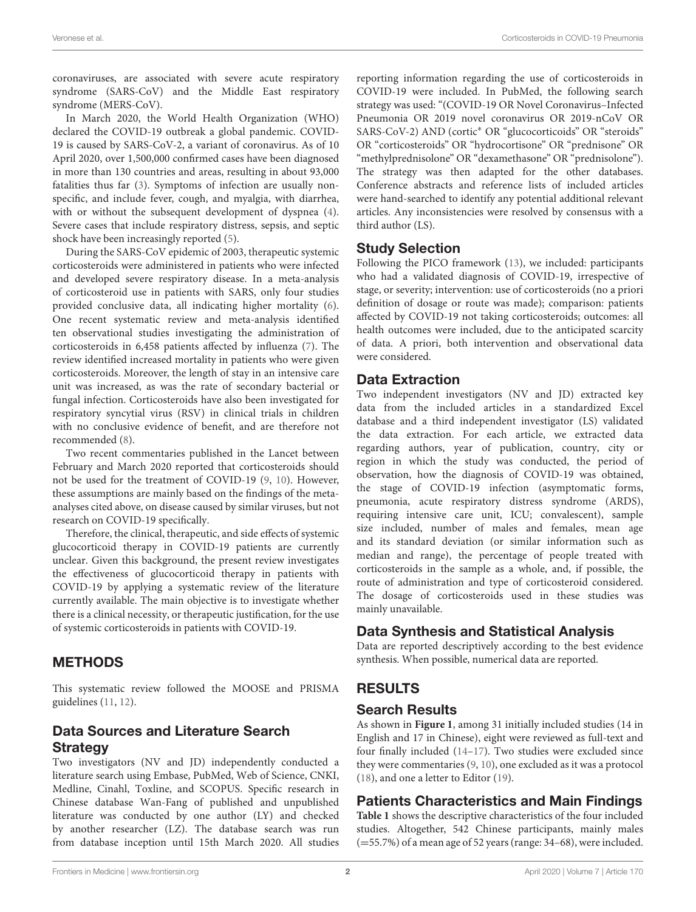coronaviruses, are associated with severe acute respiratory syndrome (SARS-CoV) and the Middle East respiratory syndrome (MERS-CoV).

In March 2020, the World Health Organization (WHO) declared the COVID-19 outbreak a global pandemic. COVID-19 is caused by SARS-CoV-2, a variant of coronavirus. As of 10 April 2020, over 1,500,000 confirmed cases have been diagnosed in more than 130 countries and areas, resulting in about 93,000 fatalities thus far (3). Symptoms of infection are usually non-specific, and include fever, cough, and myalgia, with diarrhea, with or without the subsequent development of dyspnea (4). Severe cases that include respiratory distress, sepsis, and septic shock have been increasingly reported (5).

During the SARS-CoV epidemic of 2003, therapeutic systemic corticosteroids were administered in patients who were infected and developed severe respiratory disease. In a meta-analysis of corticosteroid use in patients with SARS, only four studies provided conclusive data, all indicating higher mortality (6). One recent systematic review and meta-analysis identified ten observational studies investigating the administration of corticosteroids in 6,458 patients affected by influenza (7). The review identified increased mortality in patients who were given corticosteroids. Moreover, the length of stay in an intensive care unit was increased, as was the rate of secondary bacterial or fungal infection. Corticosteroids have also been investigated for respiratory syncytial virus (RSV) in clinical trials in children with no conclusive evidence of benefit, and are therefore not recommended (8).

Two recent commentaries published in the Lancet between February and March 2020 reported that corticosteroids should not be used for the treatment of COVID-19 (9, 10). However, these assumptions are mainly based on the findings of the meta-analyses cited above, on disease caused by similar viruses, but not research on COVID-19 specifically.

Therefore, the clinical, therapeutic, and side effects of systemic glucocorticoid therapy in COVID-19 patients are currently unclear. Given this background, the present review investigates the effectiveness of glucocorticoid therapy in patients with COVID-19 by applying a systematic review of the literature currently available. The main objective is to investigate whether there is a clinical necessity, or therapeutic justification, for the use of systemic corticosteroids in patients with COVID-19.

## METHODS

This systematic review followed the MOOSE and PRISMA guidelines (11, 12).

### Data Sources and Literature Search Strategy

Two investigators (NV and JD) independently conducted a literature search using Embase, PubMed, Web of Science, CNKI, Medline, Cinahl, Toxline, and SCOPUS. Specific research in Chinese database Wan-Fang of published and unpublished literature was conducted by one author (LY) and checked by another researcher (LZ). The database search was run from database inception until 15th March 2020. All studies reporting information regarding the use of corticosteroids in COVID-19 were included. In PubMed, the following search strategy was used: "(COVID-19 OR Novel Coronavirus–Infected Pneumonia OR 2019 novel coronavirus OR 2019-nCoV OR SARS-CoV-2) AND (cortic* OR "glucocorticoids" OR "steroids" OR "corticosteroids" OR "hydrocortisone" OR "prednisone" OR "methylprednisolone" OR "dexamethasone" OR "prednisolone"). The strategy was then adapted for the other databases. Conference abstracts and reference lists of included articles were hand-searched to identify any potential additional relevant articles. Any inconsistencies were resolved by consensus with a third author (LS).

### Study Selection

Following the PICO framework (13), we included: participants who had a validated diagnosis of COVID-19, irrespective of stage, or severity; intervention: use of corticosteroids (no a priori definition of dosage or route was made); comparison: patients affected by COVID-19 not taking corticosteroids; outcomes: all health outcomes were included, due to the anticipated scarcity of data. A priori, both intervention and observational data were considered.

### Data Extraction

Two independent investigators (NV and JD) extracted key data from the included articles in a standardized Excel database and a third independent investigator (LS) validated the data extraction. For each article, we extracted data regarding authors, year of publication, country, city or region in which the study was conducted, the period of observation, how the diagnosis of COVID-19 was obtained, the stage of COVID-19 infection (asymptomatic forms, pneumonia, acute respiratory distress syndrome (ARDS), requiring intensive care unit, ICU; convalescent), sample size included, number of males and females, mean age and its standard deviation (or similar information such as median and range), the percentage of people treated with corticosteroids in the sample as a whole, and, if possible, the route of administration and type of corticosteroid considered. The dosage of corticosteroids used in these studies was mainly unavailable.

### Data Synthesis and Statistical Analysis

Data are reported descriptively according to the best evidence synthesis. When possible, numerical data are reported.

## RESULTS

### Search Results

As shown in **Figure 1**, among 31 initially included studies (14 in English and 17 in Chinese), eight were reviewed as full-text and four finally included (14–17). Two studies were excluded since they were commentaries (9, 10), one excluded as it was a protocol (18), and one a letter to Editor (19).

### Patients Characteristics and Main Findings

**Table 1** shows the descriptive characteristics of the four included studies. Altogether, 542 Chinese participants, mainly males (=55.7%) of a mean age of 52 years (range: 34–68), were included.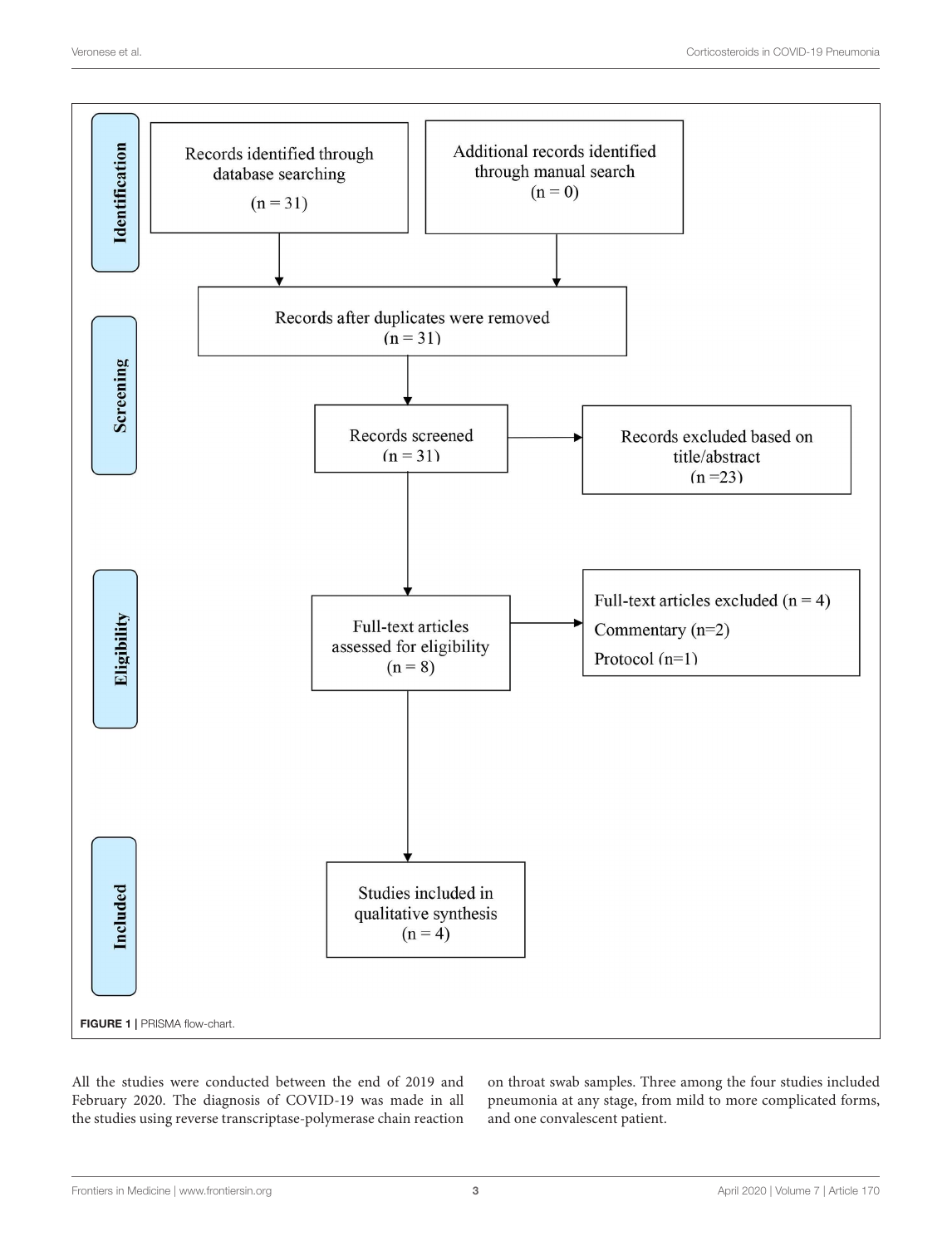**Identification**

Records identified through database searching (n = 31)

Additional records identified through manual search (n = 0)

Records after duplicates were removed (n = 31)

**Screening**

Records screened (n = 31)

Records excluded based on title/abstract (n =23)

**Eligibility**

Full-text articles assessed for eligibility (n = 8)

Full-text articles excluded (n = 4)
Commentary (n=2)
Protocol (n=1)

**Included**

Studies included in qualitative synthesis (n = 4)

**FIGURE 1** | PRISMA flow-chart.

All the studies were conducted between the end of 2019 and February 2020. The diagnosis of COVID-19 was made in all the studies using reverse transcriptase-polymerase chain reaction on throat swab samples. Three among the four studies included pneumonia at any stage, from mild to more complicated forms, and one convalescent patient.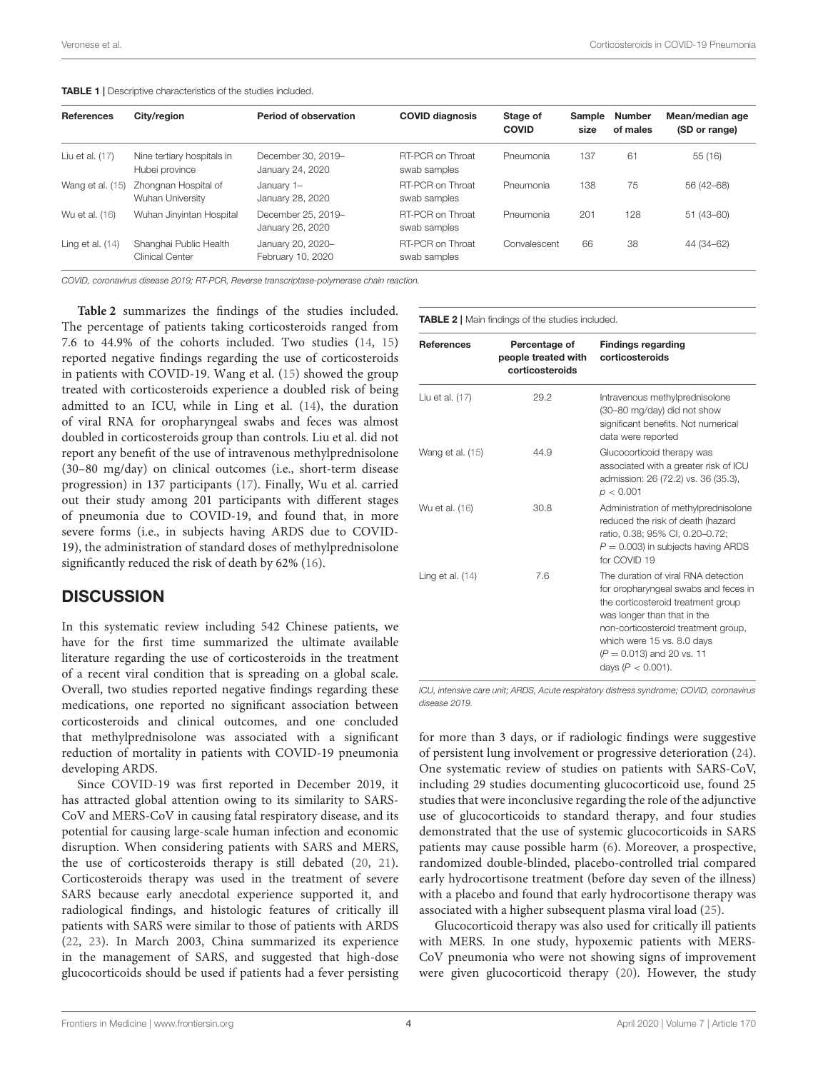**TABLE 1** | Descriptive characteristics of the studies included.

| References | City/region | Period of observation | COVID diagnosis | Stage of COVID | Sample size | Number of males | Mean/median age (SD or range) |
|---|---|---|---|---|---|---|---|
| Liu et al. (17) | Nine tertiary hospitals in Hubei province | December 30, 2019–January 24, 2020 | RT-PCR on Throat swab samples | Pneumonia | 137 | 61 | 55 (16) |
| Wang et al. (15) | Zhongnan Hospital of Wuhan University | January 1–January 28, 2020 | RT-PCR on Throat swab samples | Pneumonia | 138 | 75 | 56 (42–68) |
| Wu et al. (16) | Wuhan Jinyintan Hospital | December 25, 2019–January 26, 2020 | RT-PCR on Throat swab samples | Pneumonia | 201 | 128 | 51 (43–60) |
| Ling et al. (14) | Shanghai Public Health Clinical Center | January 20, 2020–February 10, 2020 | RT-PCR on Throat swab samples | Convalescent | 66 | 38 | 44 (34–62) |

*COVID, coronavirus disease 2019; RT-PCR, Reverse transcriptase-polymerase chain reaction.*

**Table 2** summarizes the findings of the studies included. The percentage of patients taking corticosteroids ranged from 7.6 to 44.9% of the cohorts included. Two studies (14, 15) reported negative findings regarding the use of corticosteroids in patients with COVID-19. Wang et al. (15) showed the group treated with corticosteroids experience a doubled risk of being admitted to an ICU, while in Ling et al. (14), the duration of viral RNA for oropharyngeal swabs and feces was almost doubled in corticosteroids group than controls. Liu et al. did not report any benefit of the use of intravenous methylprednisolone (30–80 mg/day) on clinical outcomes (i.e., short-term disease progression) in 137 participants (17). Finally, Wu et al. carried out their study among 201 participants with different stages of pneumonia due to COVID-19, and found that, in more severe forms (i.e., in subjects having ARDS due to COVID-19), the administration of standard doses of methylprednisolone significantly reduced the risk of death by 62% (16).

**TABLE 2** | Main findings of the studies included.

| References | Percentage of people treated with corticosteroids | Findings regarding corticosteroids |
|---|---|---|
| Liu et al. (17) | 29.2 | Intravenous methylprednisolone (30–80 mg/day) did not show significant benefits. Not numerical data were reported |
| Wang et al. (15) | 44.9 | Glucocorticoid therapy was associated with a greater risk of ICU admission: 26 (72.2) vs. 36 (35.3), $p < 0.001$ |
| Wu et al. (16) | 30.8 | Administration of methylprednisolone reduced the risk of death (hazard ratio, 0.38; 95% CI, 0.20–0.72; $P = 0.003$) in subjects having ARDS for COVID 19 |
| Ling et al. (14) | 7.6 | The duration of viral RNA detection for oropharyngeal swabs and feces in the corticosteroid treatment group was longer than that in the non-corticosteroid treatment group, which were 15 vs. 8.0 days ($P = 0.013$) and 20 vs. 11 days ($P < 0.001$). |

*ICU, intensive care unit; ARDS, Acute respiratory distress syndrome; COVID, coronavirus disease 2019.*

## DISCUSSION

In this systematic review including 542 Chinese patients, we have for the first time summarized the ultimate available literature regarding the use of corticosteroids in the treatment of a recent viral condition that is spreading on a global scale. Overall, two studies reported negative findings regarding these medications, one reported no significant association between corticosteroids and clinical outcomes, and one concluded that methylprednisolone was associated with a significant reduction of mortality in patients with COVID-19 pneumonia developing ARDS.

Since COVID-19 was first reported in December 2019, it has attracted global attention owing to its similarity to SARS-CoV and MERS-CoV in causing fatal respiratory disease, and its potential for causing large-scale human infection and economic disruption. When considering patients with SARS and MERS, the use of corticosteroids therapy is still debated (20, 21). Corticosteroids therapy was used in the treatment of severe SARS because early anecdotal experience supported it, and radiological findings, and histologic features of critically ill patients with SARS were similar to those of patients with ARDS (22, 23). In March 2003, China summarized its experience in the management of SARS, and suggested that high-dose glucocorticoids should be used if patients had a fever persisting for more than 3 days, or if radiologic findings were suggestive of persistent lung involvement or progressive deterioration (24). One systematic review of studies on patients with SARS-CoV, including 29 studies documenting glucocorticoid use, found 25 studies that were inconclusive regarding the role of the adjunctive use of glucocorticoids to standard therapy, and four studies demonstrated that the use of systemic glucocorticoids in SARS patients may cause possible harm (6). Moreover, a prospective, randomized double-blinded, placebo-controlled trial compared early hydrocortisone treatment (before day seven of the illness) with a placebo and found that early hydrocortisone therapy was associated with a higher subsequent plasma viral load (25).

Glucocorticoid therapy was also used for critically ill patients with MERS. In one study, hypoxemic patients with MERS-CoV pneumonia who were not showing signs of improvement were given glucocorticoid therapy (20). However, the study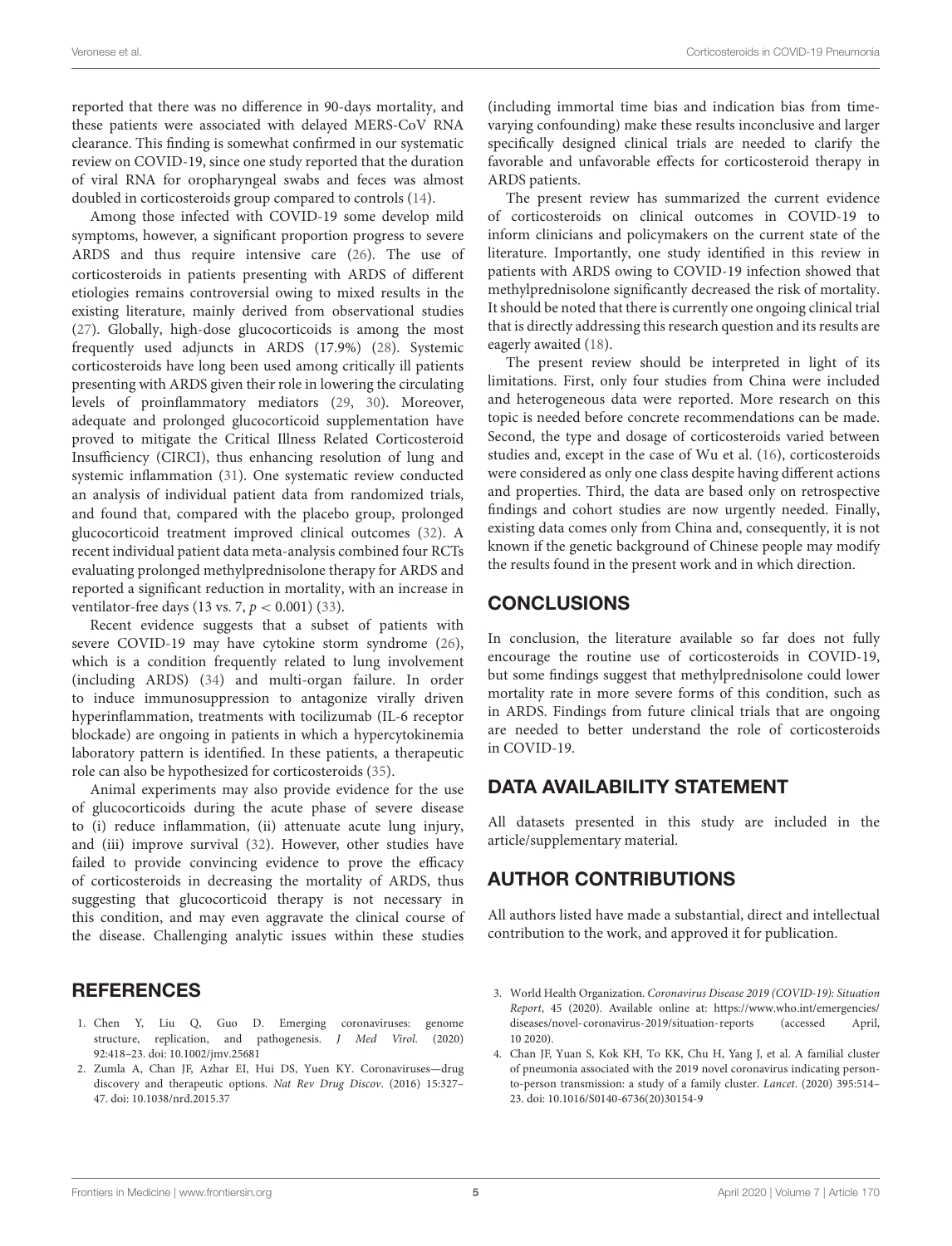reported that there was no difference in 90-days mortality, and these patients were associated with delayed MERS-CoV RNA clearance. This finding is somewhat confirmed in our systematic review on COVID-19, since one study reported that the duration of viral RNA for oropharyngeal swabs and feces was almost doubled in corticosteroids group compared to controls (14).

Among those infected with COVID-19 some develop mild symptoms, however, a significant proportion progress to severe ARDS and thus require intensive care (26). The use of corticosteroids in patients presenting with ARDS of different etiologies remains controversial owing to mixed results in the existing literature, mainly derived from observational studies (27). Globally, high-dose glucocorticoids is among the most frequently used adjuncts in ARDS (17.9%) (28). Systemic corticosteroids have long been used among critically ill patients presenting with ARDS given their role in lowering the circulating levels of proinflammatory mediators (29, 30). Moreover, adequate and prolonged glucocorticoid supplementation have proved to mitigate the Critical Illness Related Corticosteroid Insufficiency (CIRCI), thus enhancing resolution of lung and systemic inflammation (31). One systematic review conducted an analysis of individual patient data from randomized trials, and found that, compared with the placebo group, prolonged glucocorticoid treatment improved clinical outcomes (32). A recent individual patient data meta-analysis combined four RCTs evaluating prolonged methylprednisolone therapy for ARDS and reported a significant reduction in mortality, with an increase in ventilator-free days (13 vs. 7, $p < 0.001$) (33).

Recent evidence suggests that a subset of patients with severe COVID-19 may have cytokine storm syndrome (26), which is a condition frequently related to lung involvement (including ARDS) (34) and multi-organ failure. In order to induce immunosuppression to antagonize virally driven hyperinflammation, treatments with tocilizumab (IL-6 receptor blockade) are ongoing in patients in which a hypercytokinemia laboratory pattern is identified. In these patients, a therapeutic role can also be hypothesized for corticosteroids (35).

Animal experiments may also provide evidence for the use of glucocorticoids during the acute phase of severe disease to (i) reduce inflammation, (ii) attenuate acute lung injury, and (iii) improve survival (32). However, other studies have failed to provide convincing evidence to prove the efficacy of corticosteroids in decreasing the mortality of ARDS, thus suggesting that glucocorticoid therapy is not necessary in this condition, and may even aggravate the clinical course of the disease. Challenging analytic issues within these studies (including immortal time bias and indication bias from time-varying confounding) make these results inconclusive and larger specifically designed clinical trials are needed to clarify the favorable and unfavorable effects for corticosteroid therapy in ARDS patients.

The present review has summarized the current evidence of corticosteroids on clinical outcomes in COVID-19 to inform clinicians and policymakers on the current state of the literature. Importantly, one study identified in this review in patients with ARDS owing to COVID-19 infection showed that methylprednisolone significantly decreased the risk of mortality. It should be noted that there is currently one ongoing clinical trial that is directly addressing this research question and its results are eagerly awaited (18).

The present review should be interpreted in light of its limitations. First, only four studies from China were included and heterogeneous data were reported. More research on this topic is needed before concrete recommendations can be made. Second, the type and dosage of corticosteroids varied between studies and, except in the case of Wu et al. (16), corticosteroids were considered as only one class despite having different actions and properties. Third, the data are based only on retrospective findings and cohort studies are now urgently needed. Finally, existing data comes only from China and, consequently, it is not known if the genetic background of Chinese people may modify the results found in the present work and in which direction.

## CONCLUSIONS

In conclusion, the literature available so far does not fully encourage the routine use of corticosteroids in COVID-19, but some findings suggest that methylprednisolone could lower mortality rate in more severe forms of this condition, such as in ARDS. Findings from future clinical trials that are ongoing are needed to better understand the role of corticosteroids in COVID-19.

## DATA AVAILABILITY STATEMENT

All datasets presented in this study are included in the article/supplementary material.

## AUTHOR CONTRIBUTIONS

All authors listed have made a substantial, direct and intellectual contribution to the work, and approved it for publication.

## REFERENCES

1. Chen Y, Liu Q, Guo D. Emerging coronaviruses: genome structure, replication, and pathogenesis. *J Med Virol*. (2020) 92:418–23. doi: 10.1002/jmv.25681
2. Zumla A, Chan JF, Azhar EI, Hui DS, Yuen KY. Coronaviruses—drug discovery and therapeutic options. *Nat Rev Drug Discov*. (2016) 15:327–47. doi: 10.1038/nrd.2015.37
3. World Health Organization. *Coronavirus Disease 2019 (COVID-19): Situation Report*, 45 (2020). Available online at: https://www.who.int/emergencies/diseases/novel-coronavirus-2019/situation-reports (accessed April, 10 2020).
4. Chan JF, Yuan S, Kok KH, To KK, Chu H, Yang J, et al. A familial cluster of pneumonia associated with the 2019 novel coronavirus indicating person-to-person transmission: a study of a family cluster. *Lancet*. (2020) 395:514–23. doi: 10.1016/S0140-6736(20)30154-9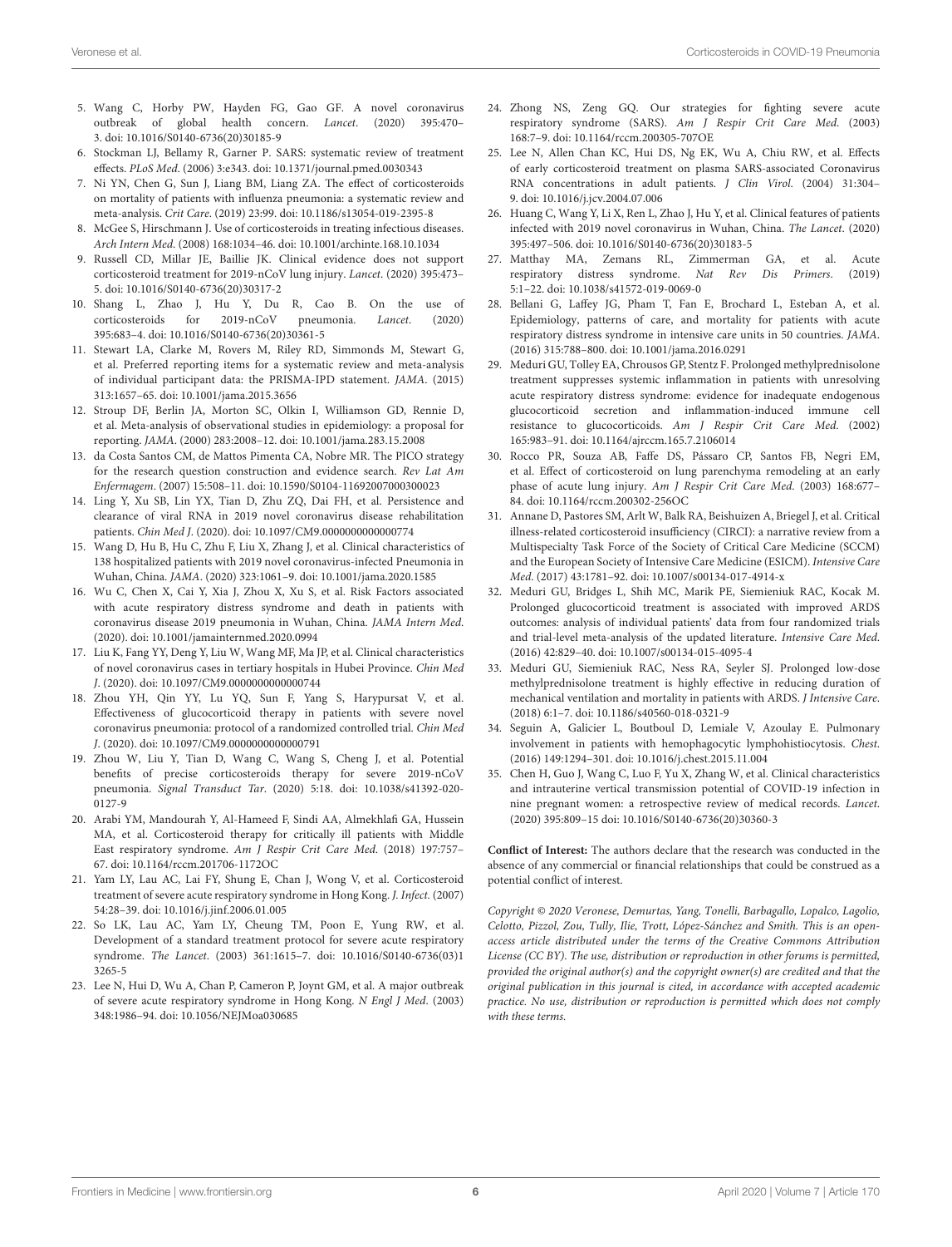5. Wang C, Horby PW, Hayden FG, Gao GF. A novel coronavirus outbreak of global health concern. *Lancet*. (2020) 395:470–3. doi: 10.1016/S0140-6736(20)30185-9
6. Stockman LJ, Bellamy R, Garner P. SARS: systematic review of treatment effects. *PLoS Med*. (2006) 3:e343. doi: 10.1371/journal.pmed.0030343
7. Ni YN, Chen G, Sun J, Liang BM, Liang ZA. The effect of corticosteroids on mortality of patients with influenza pneumonia: a systematic review and meta-analysis. *Crit Care*. (2019) 23:99. doi: 10.1186/s13054-019-2395-8
8. McGee S, Hirschmann J. Use of corticosteroids in treating infectious diseases. *Arch Intern Med*. (2008) 168:1034–46. doi: 10.1001/archinte.168.10.1034
9. Russell CD, Millar JE, Baillie JK. Clinical evidence does not support corticosteroid treatment for 2019-nCoV lung injury. *Lancet*. (2020) 395:473–5. doi: 10.1016/S0140-6736(20)30317-2
10. Shang L, Zhao J, Hu Y, Du R, Cao B. On the use of corticosteroids for 2019-nCoV pneumonia. *Lancet*. (2020) 395:683–4. doi: 10.1016/S0140-6736(20)30361-5
11. Stewart LA, Clarke M, Rovers M, Riley RD, Simmonds M, Stewart G, et al. Preferred reporting items for a systematic review and meta-analysis of individual participant data: the PRISMA-IPD statement. *JAMA*. (2015) 313:1657–65. doi: 10.1001/jama.2015.3656
12. Stroup DF, Berlin JA, Morton SC, Olkin I, Williamson GD, Rennie D, et al. Meta-analysis of observational studies in epidemiology: a proposal for reporting. *JAMA*. (2000) 283:2008–12. doi: 10.1001/jama.283.15.2008
13. da Costa Santos CM, de Mattos Pimenta CA, Nobre MR. The PICO strategy for the research question construction and evidence search. *Rev Lat Am Enfermagem*. (2007) 15:508–11. doi: 10.1590/S0104-11692007000300023
14. Ling Y, Xu SB, Lin YX, Tian D, Zhu ZQ, Dai FH, et al. Persistence and clearance of viral RNA in 2019 novel coronavirus disease rehabilitation patients. *Chin Med J*. (2020). doi: 10.1097/CM9.0000000000000774
15. Wang D, Hu B, Hu C, Zhu F, Liu X, Zhang J, et al. Clinical characteristics of 138 hospitalized patients with 2019 novel coronavirus-infected Pneumonia in Wuhan, China. *JAMA*. (2020) 323:1061–9. doi: 10.1001/jama.2020.1585
16. Wu C, Chen X, Cai Y, Xia J, Zhou X, Xu S, et al. Risk Factors associated with acute respiratory distress syndrome and death in patients with coronavirus disease 2019 pneumonia in Wuhan, China. *JAMA Intern Med*. (2020). doi: 10.1001/jamainternmed.2020.0994
17. Liu K, Fang YY, Deng Y, Liu W, Wang MF, Ma JP, et al. Clinical characteristics of novel coronavirus cases in tertiary hospitals in Hubei Province. *Chin Med J*. (2020). doi: 10.1097/CM9.0000000000000744
18. Zhou YH, Qin YY, Lu YQ, Sun F, Yang S, Harypursat V, et al. Effectiveness of glucocorticoid therapy in patients with severe novel coronavirus pneumonia: protocol of a randomized controlled trial. *Chin Med J*. (2020). doi: 10.1097/CM9.0000000000000791
19. Zhou W, Liu Y, Tian D, Wang C, Wang S, Cheng J, et al. Potential benefits of precise corticosteroids therapy for severe 2019-nCoV pneumonia. *Signal Transduct Tar*. (2020) 5:18. doi: 10.1038/s41392-020-0127-9
20. Arabi YM, Mandourah Y, Al-Hameed F, Sindi AA, Almekhlafi GA, Hussein MA, et al. Corticosteroid therapy for critically ill patients with Middle East respiratory syndrome. *Am J Respir Crit Care Med*. (2018) 197:757–67. doi: 10.1164/rccm.201706-1172OC
21. Yam LY, Lau AC, Lai FY, Shung E, Chan J, Wong V, et al. Corticosteroid treatment of severe acute respiratory syndrome in Hong Kong. *J. Infect*. (2007) 54:28–39. doi: 10.1016/j.jinf.2006.01.005
22. So LK, Lau AC, Yam LY, Cheung TM, Poon E, Yung RW, et al. Development of a standard treatment protocol for severe acute respiratory syndrome. *The Lancet*. (2003) 361:1615–7. doi: 10.1016/S0140-6736(03)13265-5
23. Lee N, Hui D, Wu A, Chan P, Cameron P, Joynt GM, et al. A major outbreak of severe acute respiratory syndrome in Hong Kong. *N Engl J Med*. (2003) 348:1986–94. doi: 10.1056/NEJMoa030685
24. Zhong NS, Zeng GQ. Our strategies for fighting severe acute respiratory syndrome (SARS). *Am J Respir Crit Care Med*. (2003) 168:7–9. doi: 10.1164/rccm.200305-707OE
25. Lee N, Allen Chan KC, Hui DS, Ng EK, Wu A, Chiu RW, et al. Effects of early corticosteroid treatment on plasma SARS-associated Coronavirus RNA concentrations in adult patients. *J Clin Virol*. (2004) 31:304–9. doi: 10.1016/j.jcv.2004.07.006
26. Huang C, Wang Y, Li X, Ren L, Zhao J, Hu Y, et al. Clinical features of patients infected with 2019 novel coronavirus in Wuhan, China. *The Lancet*. (2020) 395:497–506. doi: 10.1016/S0140-6736(20)30183-5
27. Matthay MA, Zemans RL, Zimmerman GA, et al. Acute respiratory distress syndrome. *Nat Rev Dis Primers*. (2019) 5:1–22. doi: 10.1038/s41572-019-0069-0
28. Bellani G, Laffey JG, Pham T, Fan E, Brochard L, Esteban A, et al. Epidemiology, patterns of care, and mortality for patients with acute respiratory distress syndrome in intensive care units in 50 countries. *JAMA*. (2016) 315:788–800. doi: 10.1001/jama.2016.0291
29. Meduri GU, Tolley EA, Chrousos GP, Stentz F. Prolonged methylprednisolone treatment suppresses systemic inflammation in patients with unresolving acute respiratory distress syndrome: evidence for inadequate endogenous glucocorticoid secretion and inflammation-induced immune cell resistance to glucocorticoids. *Am J Respir Crit Care Med*. (2002) 165:983–91. doi: 10.1164/ajrccm.165.7.2106014
30. Rocco PR, Souza AB, Faffe DS, Pássaro CP, Santos FB, Negri EM, et al. Effect of corticosteroid on lung parenchyma remodeling at an early phase of acute lung injury. *Am J Respir Crit Care Med*. (2003) 168:677–84. doi: 10.1164/rccm.200302-256OC
31. Annane D, Pastores SM, Arlt W, Balk RA, Beishuizen A, Briegel J, et al. Critical illness-related corticosteroid insufficiency (CIRCI): a narrative review from a Multispecialty Task Force of the Society of Critical Care Medicine (SCCM) and the European Society of Intensive Care Medicine (ESICM). *Intensive Care Med*. (2017) 43:1781–92. doi: 10.1007/s00134-017-4914-x
32. Meduri GU, Bridges L, Shih MC, Marik PE, Siemieniuk RAC, Kocak M. Prolonged glucocorticoid treatment is associated with improved ARDS outcomes: analysis of individual patients' data from four randomized trials and trial-level meta-analysis of the updated literature. *Intensive Care Med*. (2016) 42:829–40. doi: 10.1007/s00134-015-4095-4
33. Meduri GU, Siemieniuk RAC, Ness RA, Seyler SJ. Prolonged low-dose methylprednisolone treatment is highly effective in reducing duration of mechanical ventilation and mortality in patients with ARDS. *J Intensive Care*. (2018) 6:1–7. doi: 10.1186/s40560-018-0321-9
34. Seguin A, Galicier L, Boutboul D, Lemiale V, Azoulay E. Pulmonary involvement in patients with hemophagocytic lymphohistiocytosis. *Chest*. (2016) 149:1294–301. doi: 10.1016/j.chest.2015.11.004
35. Chen H, Guo J, Wang C, Luo F, Yu X, Zhang W, et al. Clinical characteristics and intrauterine vertical transmission potential of COVID-19 infection in nine pregnant women: a retrospective review of medical records. *Lancet*. (2020) 395:809–15 doi: 10.1016/S0140-6736(20)30360-3

**Conflict of Interest:** The authors declare that the research was conducted in the absence of any commercial or financial relationships that could be construed as a potential conflict of interest.

*Copyright © 2020 Veronese, Demurtas, Yang, Tonelli, Barbagallo, Lopalco, Lagolio, Celotto, Pizzol, Zou, Tully, Ilie, Trott, López-Sánchez and Smith. This is an open-access article distributed under the terms of the Creative Commons Attribution License (CC BY). The use, distribution or reproduction in other forums is permitted, provided the original author(s) and the copyright owner(s) are credited and that the original publication in this journal is cited, in accordance with accepted academic practice. No use, distribution or reproduction is permitted which does not comply with these terms.*